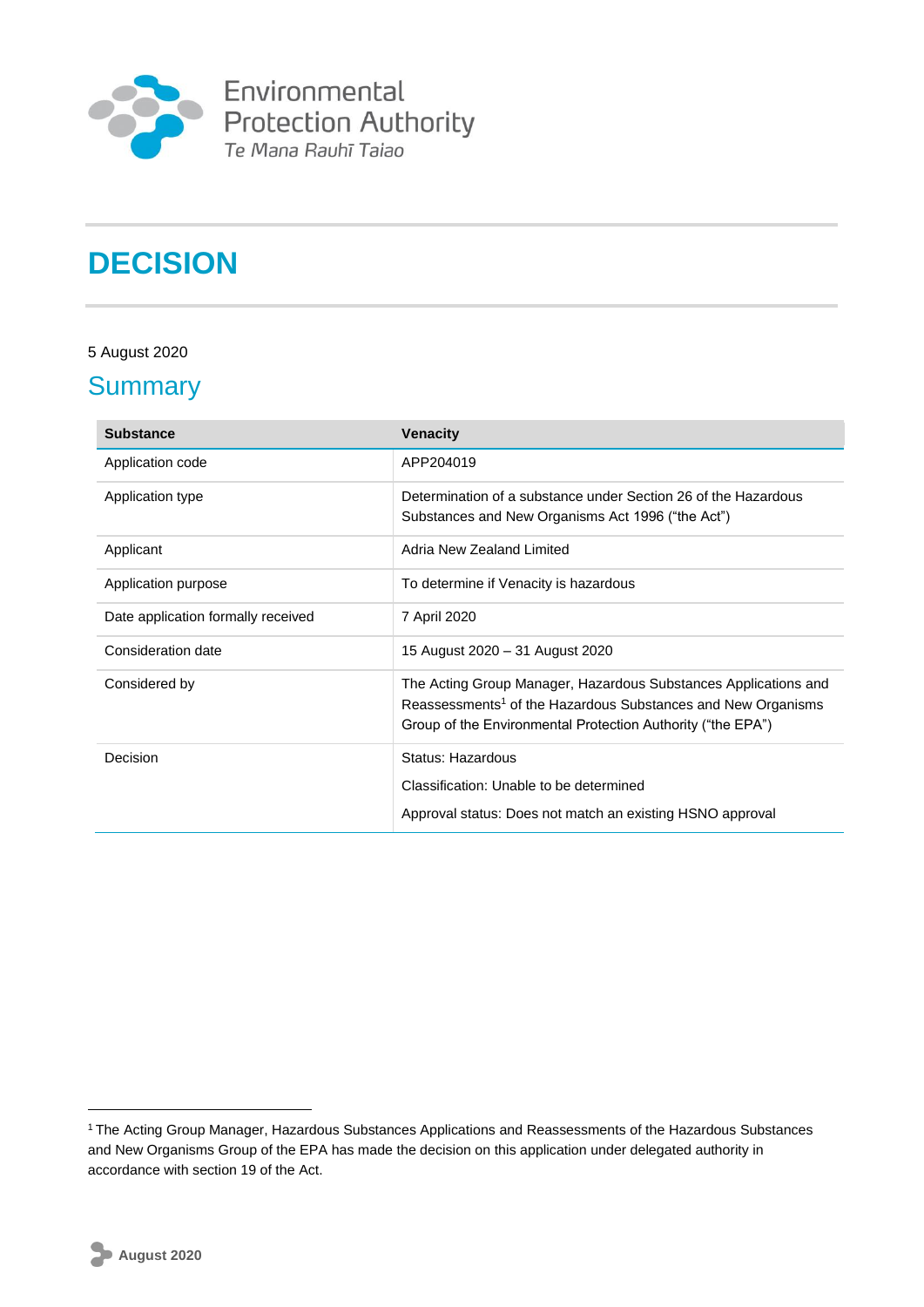Environmental Protection Authority
*Te Mana Rauhī Taiao*

# DECISION

5 August 2020

## Summary

| Substance | Venacity |
|---|---|
| Application code | APP204019 |
| Application type | Determination of a substance under Section 26 of the Hazardous Substances and New Organisms Act 1996 ("the Act") |
| Applicant | Adria New Zealand Limited |
| Application purpose | To determine if Venacity is hazardous |
| Date application formally received | 7 April 2020 |
| Consideration date | 15 August 2020 – 31 August 2020 |
| Considered by | The Acting Group Manager, Hazardous Substances Applications and Reassessments[1] of the Hazardous Substances and New Organisms Group of the Environmental Protection Authority ("the EPA") |
| Decision | Status: Hazardous<br>Classification: Unable to be determined<br>Approval status: Does not match an existing HSNO approval |

[1] The Acting Group Manager, Hazardous Substances Applications and Reassessments of the Hazardous Substances and New Organisms Group of the EPA has made the decision on this application under delegated authority in accordance with section 19 of the Act.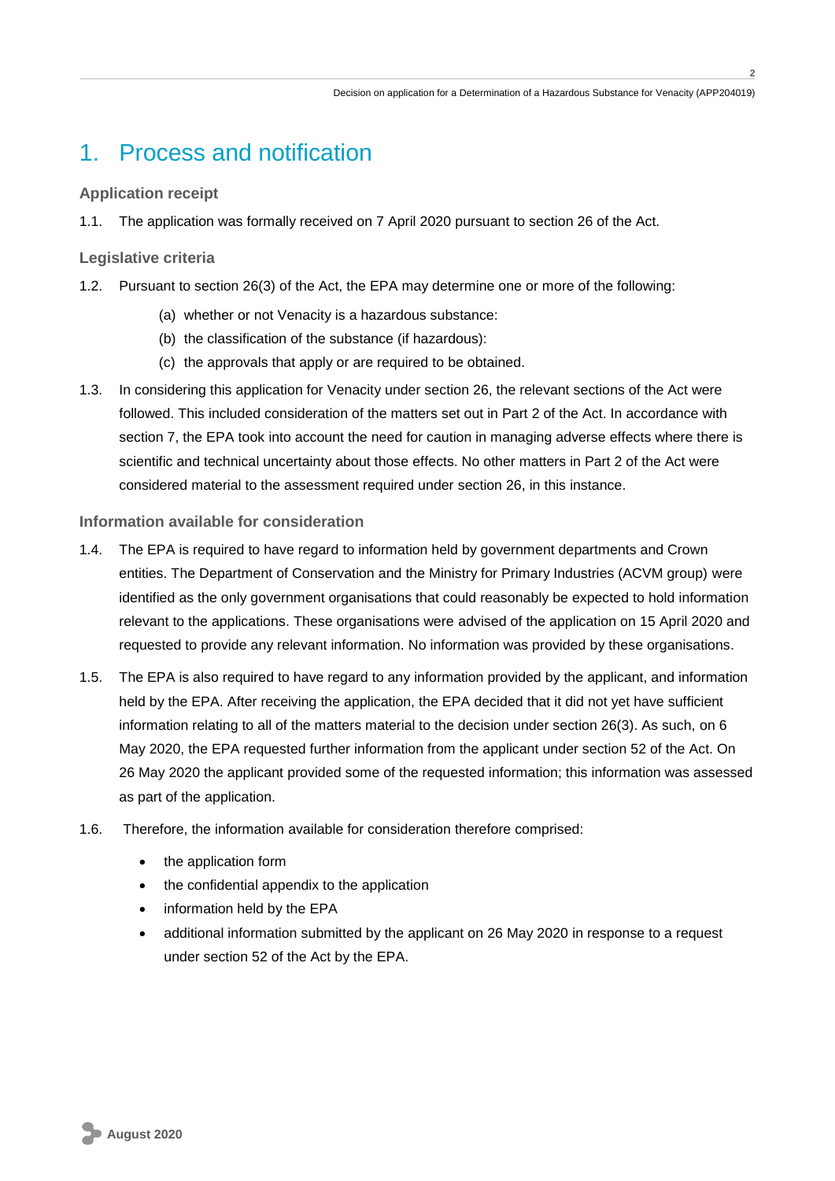# 1. Process and notification

### Application receipt

1.1. The application was formally received on 7 April 2020 pursuant to section 26 of the Act.

### Legislative criteria

1.2. Pursuant to section 26(3) of the Act, the EPA may determine one or more of the following:

- (a) whether or not Venacity is a hazardous substance:
- (b) the classification of the substance (if hazardous):
- (c) the approvals that apply or are required to be obtained.

1.3. In considering this application for Venacity under section 26, the relevant sections of the Act were followed. This included consideration of the matters set out in Part 2 of the Act. In accordance with section 7, the EPA took into account the need for caution in managing adverse effects where there is scientific and technical uncertainty about those effects. No other matters in Part 2 of the Act were considered material to the assessment required under section 26, in this instance.

### Information available for consideration

1.4. The EPA is required to have regard to information held by government departments and Crown entities. The Department of Conservation and the Ministry for Primary Industries (ACVM group) were identified as the only government organisations that could reasonably be expected to hold information relevant to the applications. These organisations were advised of the application on 15 April 2020 and requested to provide any relevant information. No information was provided by these organisations.

1.5. The EPA is also required to have regard to any information provided by the applicant, and information held by the EPA. After receiving the application, the EPA decided that it did not yet have sufficient information relating to all of the matters material to the decision under section 26(3). As such, on 6 May 2020, the EPA requested further information from the applicant under section 52 of the Act. On 26 May 2020 the applicant provided some of the requested information; this information was assessed as part of the application.

1.6. Therefore, the information available for consideration therefore comprised:

- the application form
- the confidential appendix to the application
- information held by the EPA
- additional information submitted by the applicant on 26 May 2020 in response to a request under section 52 of the Act by the EPA.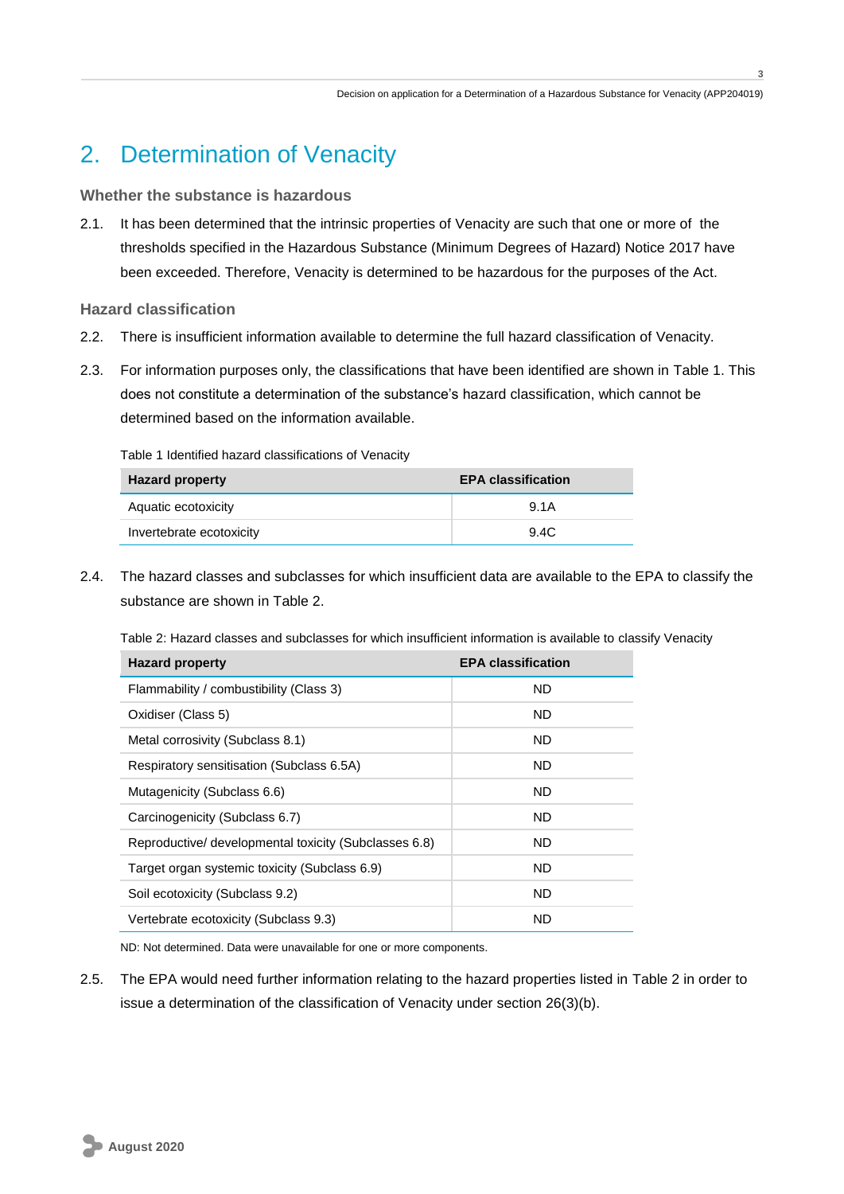# 2. Determination of Venacity

### Whether the substance is hazardous

2.1. It has been determined that the intrinsic properties of Venacity are such that one or more of the thresholds specified in the Hazardous Substance (Minimum Degrees of Hazard) Notice 2017 have been exceeded. Therefore, Venacity is determined to be hazardous for the purposes of the Act.

### Hazard classification

2.2. There is insufficient information available to determine the full hazard classification of Venacity.

2.3. For information purposes only, the classifications that have been identified are shown in Table 1. This does not constitute a determination of the substance's hazard classification, which cannot be determined based on the information available.

Table 1 Identified hazard classifications of Venacity

| Hazard property | EPA classification |
|---|---|
| Aquatic ecotoxicity | 9.1A |
| Invertebrate ecotoxicity | 9.4C |

2.4. The hazard classes and subclasses for which insufficient data are available to the EPA to classify the substance are shown in Table 2.

Table 2: Hazard classes and subclasses for which insufficient information is available to classify Venacity

| Hazard property | EPA classification |
|---|---|
| Flammability / combustibility (Class 3) | ND |
| Oxidiser (Class 5) | ND |
| Metal corrosivity (Subclass 8.1) | ND |
| Respiratory sensitisation (Subclass 6.5A) | ND |
| Mutagenicity (Subclass 6.6) | ND |
| Carcinogenicity (Subclass 6.7) | ND |
| Reproductive/ developmental toxicity (Subclasses 6.8) | ND |
| Target organ systemic toxicity (Subclass 6.9) | ND |
| Soil ecotoxicity (Subclass 9.2) | ND |
| Vertebrate ecotoxicity (Subclass 9.3) | ND |

ND: Not determined. Data were unavailable for one or more components.

2.5. The EPA would need further information relating to the hazard properties listed in Table 2 in order to issue a determination of the classification of Venacity under section 26(3)(b).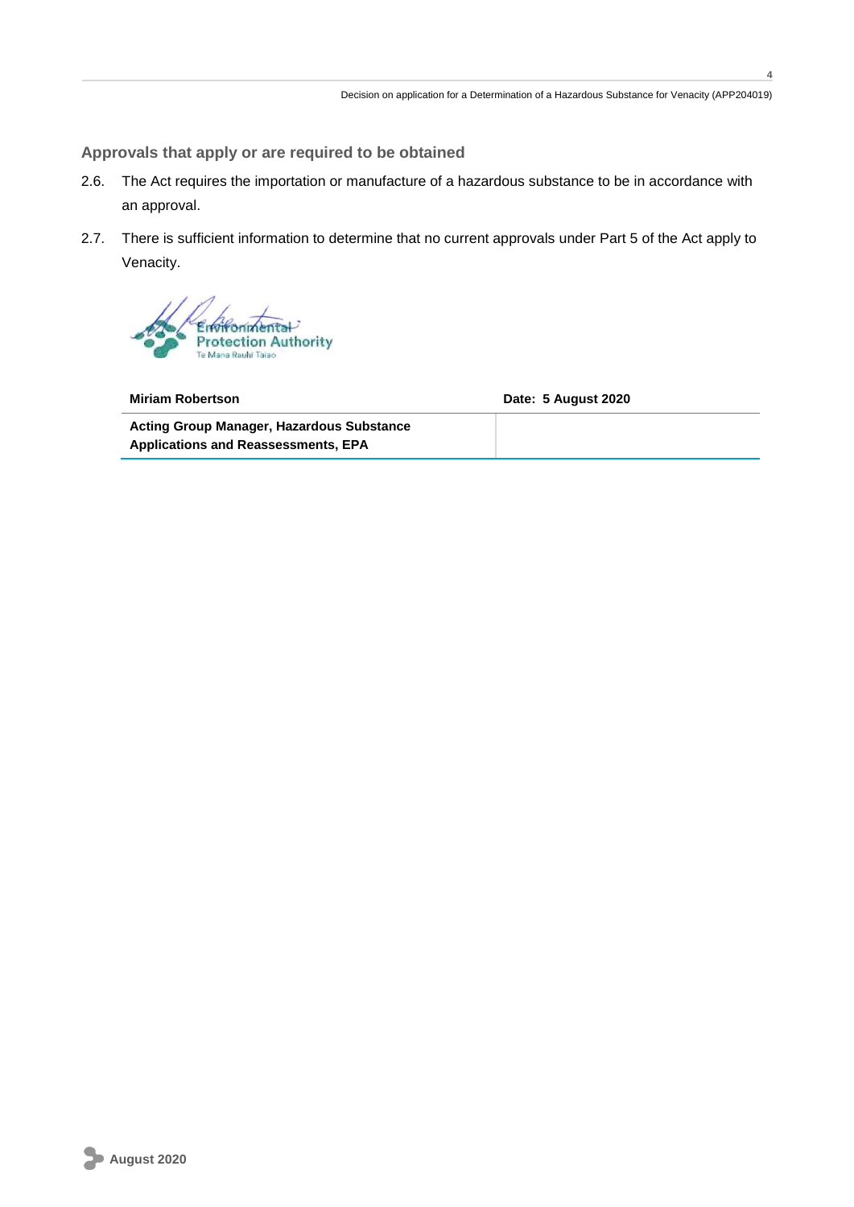### Approvals that apply or are required to be obtained

2.6. The Act requires the importation or manufacture of a hazardous substance to be in accordance with an approval.

2.7. There is sufficient information to determine that no current approvals under Part 5 of the Act apply to Venacity.

| | |
|---|---|
| **Miriam Robertson** | **Date: 5 August 2020** |
| **Acting Group Manager, Hazardous Substance Applications and Reassessments, EPA** | |